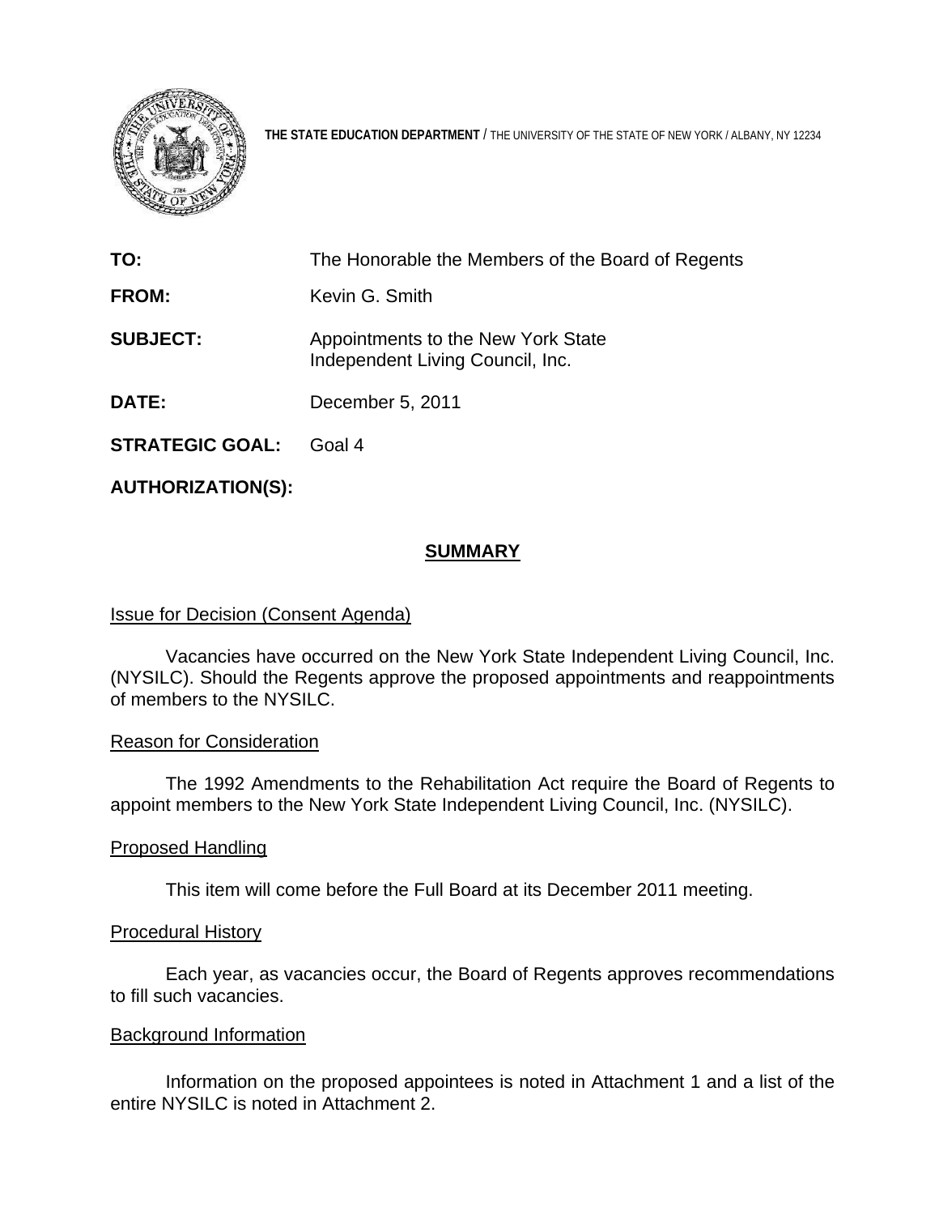THE STATE EDUCATION DEPARTMENT / THE UNIVERSITY OF THE STATE OF NEW YORK / ALBANY, NY 12234

**TO:** The Honorable the Members of the Board of Regents

**FROM:** Kevin G. Smith

**SUBJECT:** Appointments to the New York State Independent Living Council, Inc.

**DATE:** December 5, 2011

**STRATEGIC GOAL:** Goal 4

**AUTHORIZATION(S):**

## SUMMARY

### Issue for Decision (Consent Agenda)

Vacancies have occurred on the New York State Independent Living Council, Inc. (NYSILC). Should the Regents approve the proposed appointments and reappointments of members to the NYSILC.

### Reason for Consideration

The 1992 Amendments to the Rehabilitation Act require the Board of Regents to appoint members to the New York State Independent Living Council, Inc. (NYSILC).

### Proposed Handling

This item will come before the Full Board at its December 2011 meeting.

### Procedural History

Each year, as vacancies occur, the Board of Regents approves recommendations to fill such vacancies.

### Background Information

Information on the proposed appointees is noted in Attachment 1 and a list of the entire NYSILC is noted in Attachment 2.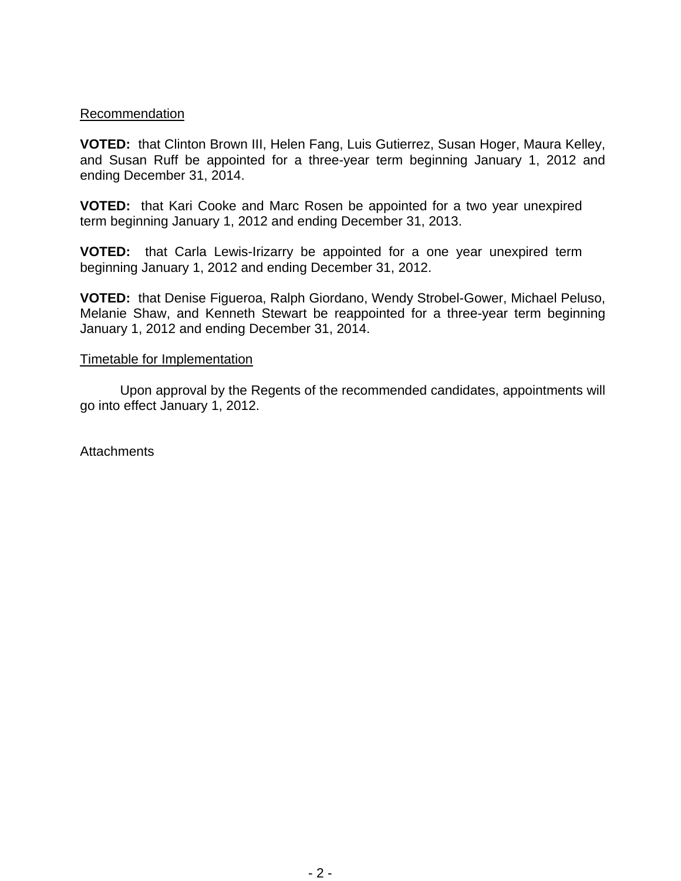## Recommendation

**VOTED:** that Clinton Brown III, Helen Fang, Luis Gutierrez, Susan Hoger, Maura Kelley, and Susan Ruff be appointed for a three-year term beginning January 1, 2012 and ending December 31, 2014.

**VOTED:** that Kari Cooke and Marc Rosen be appointed for a two year unexpired term beginning January 1, 2012 and ending December 31, 2013.

**VOTED:** that Carla Lewis-Irizarry be appointed for a one year unexpired term beginning January 1, 2012 and ending December 31, 2012.

**VOTED:** that Denise Figueroa, Ralph Giordano, Wendy Strobel-Gower, Michael Peluso, Melanie Shaw, and Kenneth Stewart be reappointed for a three-year term beginning January 1, 2012 and ending December 31, 2014.

## Timetable for Implementation

Upon approval by the Regents of the recommended candidates, appointments will go into effect January 1, 2012.

Attachments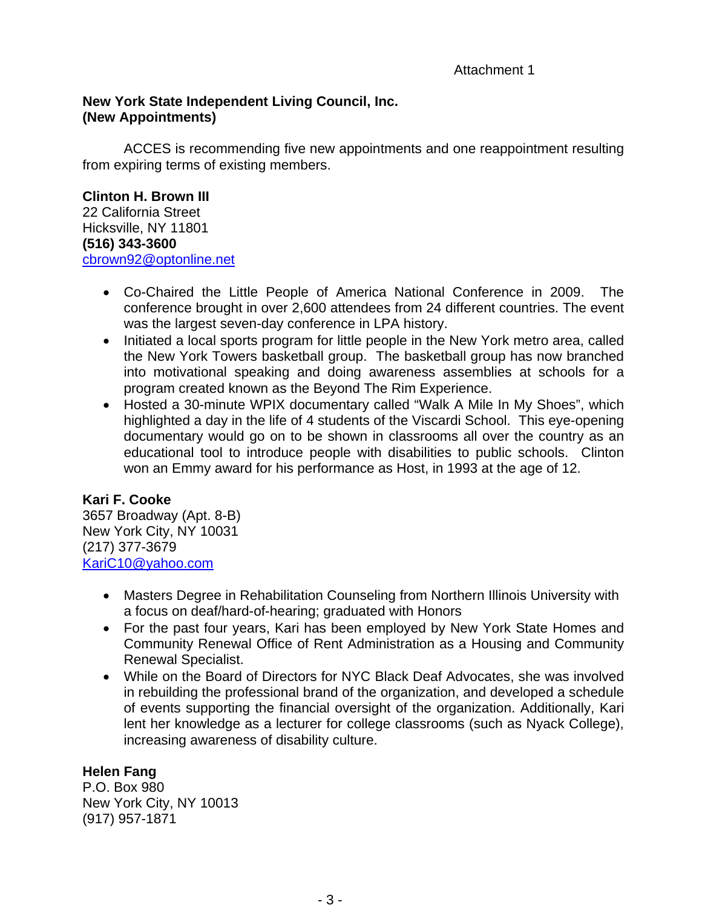Attachment 1

**New York State Independent Living Council, Inc.**
**(New Appointments)**

ACCES is recommending five new appointments and one reappointment resulting from expiring terms of existing members.

**Clinton H. Brown III**
22 California Street
Hicksville, NY 11801
**(516) 343-3600**
cbrown92@optonline.net

- Co-Chaired the Little People of America National Conference in 2009. The conference brought in over 2,600 attendees from 24 different countries. The event was the largest seven-day conference in LPA history.
- Initiated a local sports program for little people in the New York metro area, called the New York Towers basketball group. The basketball group has now branched into motivational speaking and doing awareness assemblies at schools for a program created known as the Beyond The Rim Experience.
- Hosted a 30-minute WPIX documentary called "Walk A Mile In My Shoes", which highlighted a day in the life of 4 students of the Viscardi School. This eye-opening documentary would go on to be shown in classrooms all over the country as an educational tool to introduce people with disabilities to public schools. Clinton won an Emmy award for his performance as Host, in 1993 at the age of 12.

**Kari F. Cooke**
3657 Broadway (Apt. 8-B)
New York City, NY 10031
(217) 377-3679
KariC10@yahoo.com

- Masters Degree in Rehabilitation Counseling from Northern Illinois University with a focus on deaf/hard-of-hearing; graduated with Honors
- For the past four years, Kari has been employed by New York State Homes and Community Renewal Office of Rent Administration as a Housing and Community Renewal Specialist.
- While on the Board of Directors for NYC Black Deaf Advocates, she was involved in rebuilding the professional brand of the organization, and developed a schedule of events supporting the financial oversight of the organization. Additionally, Kari lent her knowledge as a lecturer for college classrooms (such as Nyack College), increasing awareness of disability culture.

**Helen Fang**
P.O. Box 980
New York City, NY 10013
(917) 957-1871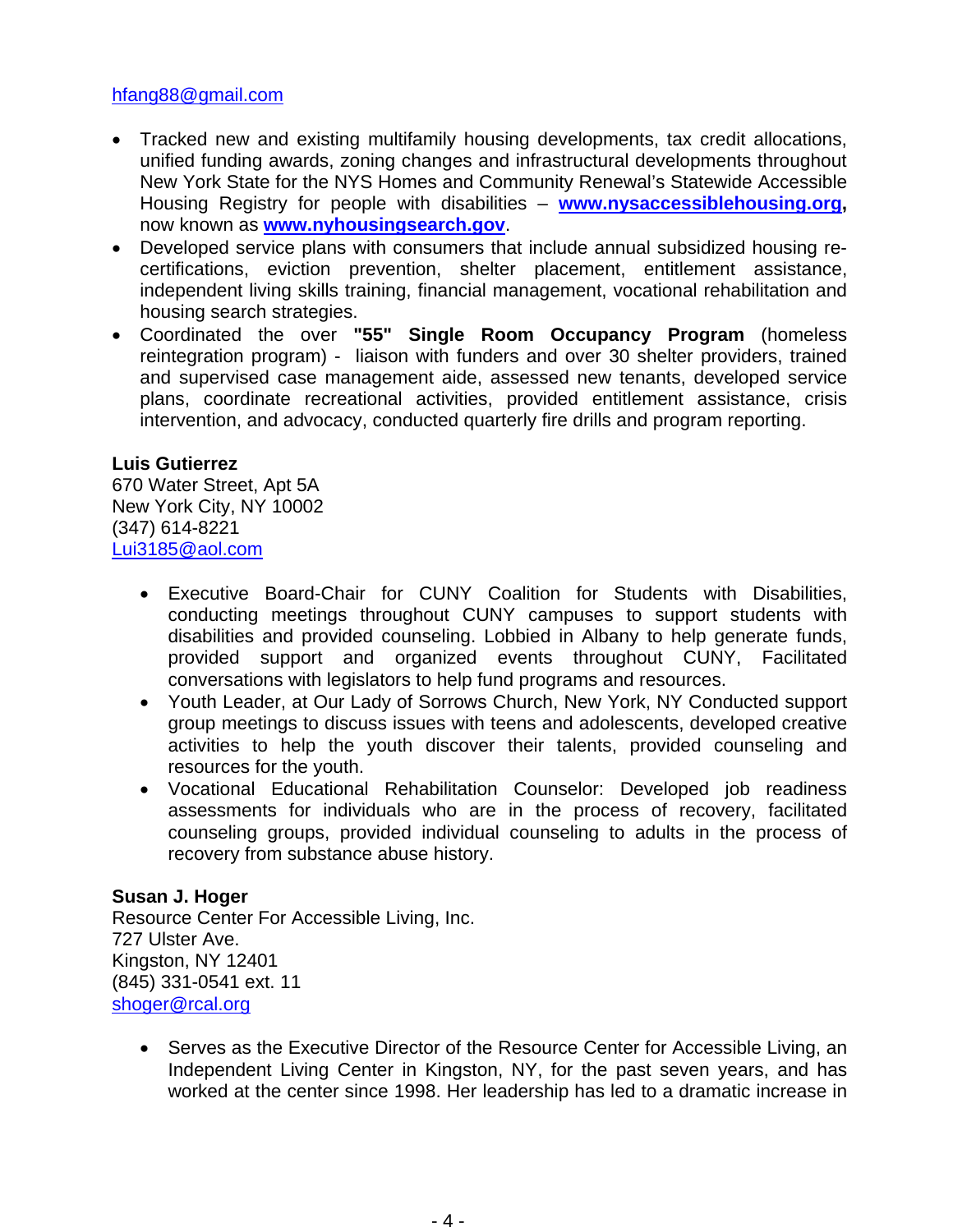hfang88@gmail.com

- Tracked new and existing multifamily housing developments, tax credit allocations, unified funding awards, zoning changes and infrastructural developments throughout New York State for the NYS Homes and Community Renewal's Statewide Accessible Housing Registry for people with disabilities – **www.nysaccessiblehousing.org,** now known as **www.nyhousingsearch.gov**.
- Developed service plans with consumers that include annual subsidized housing re-certifications, eviction prevention, shelter placement, entitlement assistance, independent living skills training, financial management, vocational rehabilitation and housing search strategies.
- Coordinated the over **"55" Single Room Occupancy Program** (homeless reintegration program) - liaison with funders and over 30 shelter providers, trained and supervised case management aide, assessed new tenants, developed service plans, coordinate recreational activities, provided entitlement assistance, crisis intervention, and advocacy, conducted quarterly fire drills and program reporting.

**Luis Gutierrez**
670 Water Street, Apt 5A
New York City, NY 10002
(347) 614-8221
Lui3185@aol.com

- Executive Board-Chair for CUNY Coalition for Students with Disabilities, conducting meetings throughout CUNY campuses to support students with disabilities and provided counseling. Lobbied in Albany to help generate funds, provided support and organized events throughout CUNY, Facilitated conversations with legislators to help fund programs and resources.
- Youth Leader, at Our Lady of Sorrows Church, New York, NY Conducted support group meetings to discuss issues with teens and adolescents, developed creative activities to help the youth discover their talents, provided counseling and resources for the youth.
- Vocational Educational Rehabilitation Counselor: Developed job readiness assessments for individuals who are in the process of recovery, facilitated counseling groups, provided individual counseling to adults in the process of recovery from substance abuse history.

**Susan J. Hoger**
Resource Center For Accessible Living, Inc.
727 Ulster Ave.
Kingston, NY 12401
(845) 331-0541 ext. 11
shoger@rcal.org

- Serves as the Executive Director of the Resource Center for Accessible Living, an Independent Living Center in Kingston, NY, for the past seven years, and has worked at the center since 1998. Her leadership has led to a dramatic increase in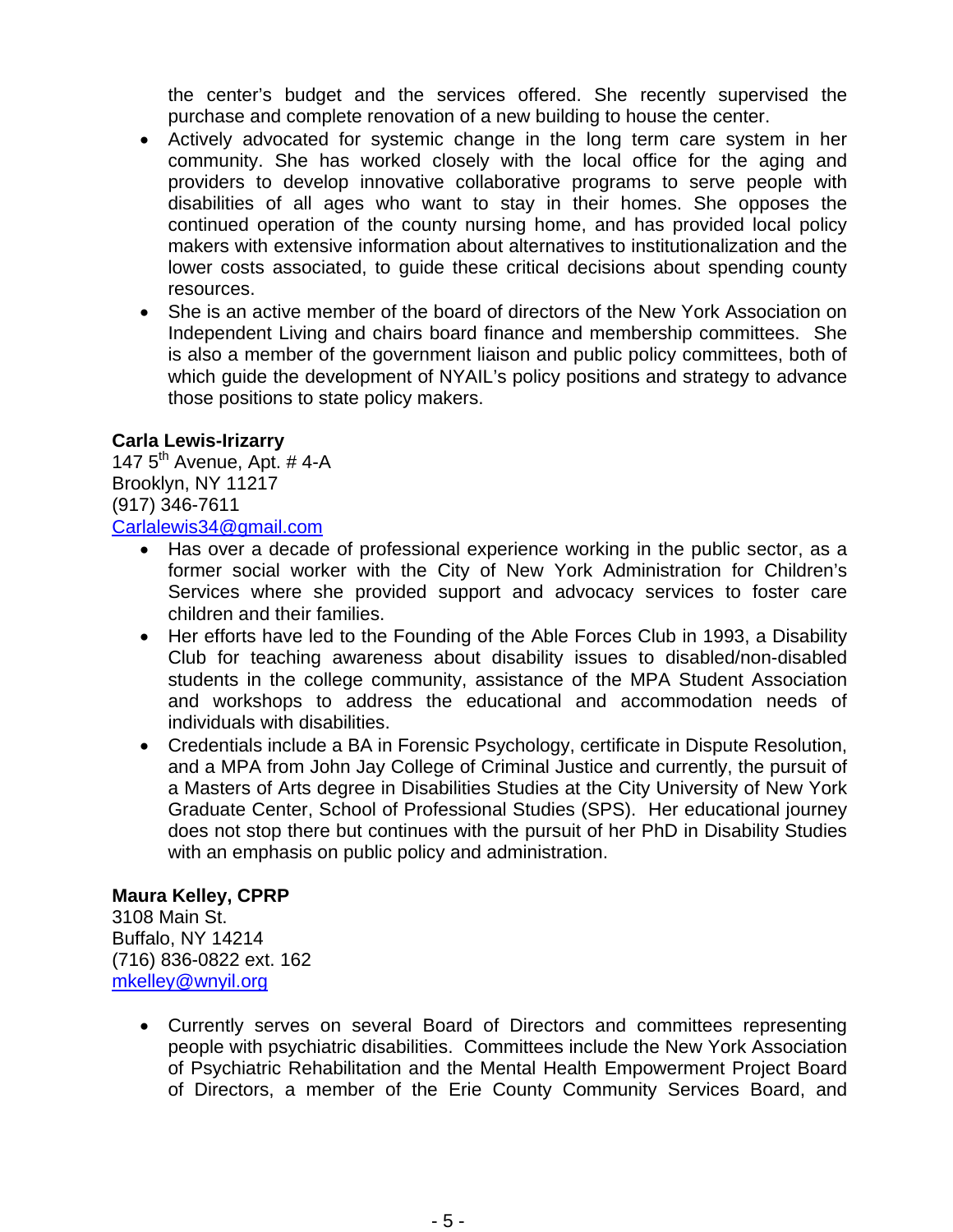the center's budget and the services offered. She recently supervised the purchase and complete renovation of a new building to house the center.

- Actively advocated for systemic change in the long term care system in her community. She has worked closely with the local office for the aging and providers to develop innovative collaborative programs to serve people with disabilities of all ages who want to stay in their homes. She opposes the continued operation of the county nursing home, and has provided local policy makers with extensive information about alternatives to institutionalization and the lower costs associated, to guide these critical decisions about spending county resources.
- She is an active member of the board of directors of the New York Association on Independent Living and chairs board finance and membership committees. She is also a member of the government liaison and public policy committees, both of which guide the development of NYAIL's policy positions and strategy to advance those positions to state policy makers.

**Carla Lewis-Irizarry**
147 5th Avenue, Apt. # 4-A
Brooklyn, NY 11217
(917) 346-7611
Carlalewis34@gmail.com

- Has over a decade of professional experience working in the public sector, as a former social worker with the City of New York Administration for Children's Services where she provided support and advocacy services to foster care children and their families.
- Her efforts have led to the Founding of the Able Forces Club in 1993, a Disability Club for teaching awareness about disability issues to disabled/non-disabled students in the college community, assistance of the MPA Student Association and workshops to address the educational and accommodation needs of individuals with disabilities.
- Credentials include a BA in Forensic Psychology, certificate in Dispute Resolution, and a MPA from John Jay College of Criminal Justice and currently, the pursuit of a Masters of Arts degree in Disabilities Studies at the City University of New York Graduate Center, School of Professional Studies (SPS). Her educational journey does not stop there but continues with the pursuit of her PhD in Disability Studies with an emphasis on public policy and administration.

**Maura Kelley, CPRP**
3108 Main St.
Buffalo, NY 14214
(716) 836-0822 ext. 162
mkelley@wnyil.org

- Currently serves on several Board of Directors and committees representing people with psychiatric disabilities. Committees include the New York Association of Psychiatric Rehabilitation and the Mental Health Empowerment Project Board of Directors, a member of the Erie County Community Services Board, and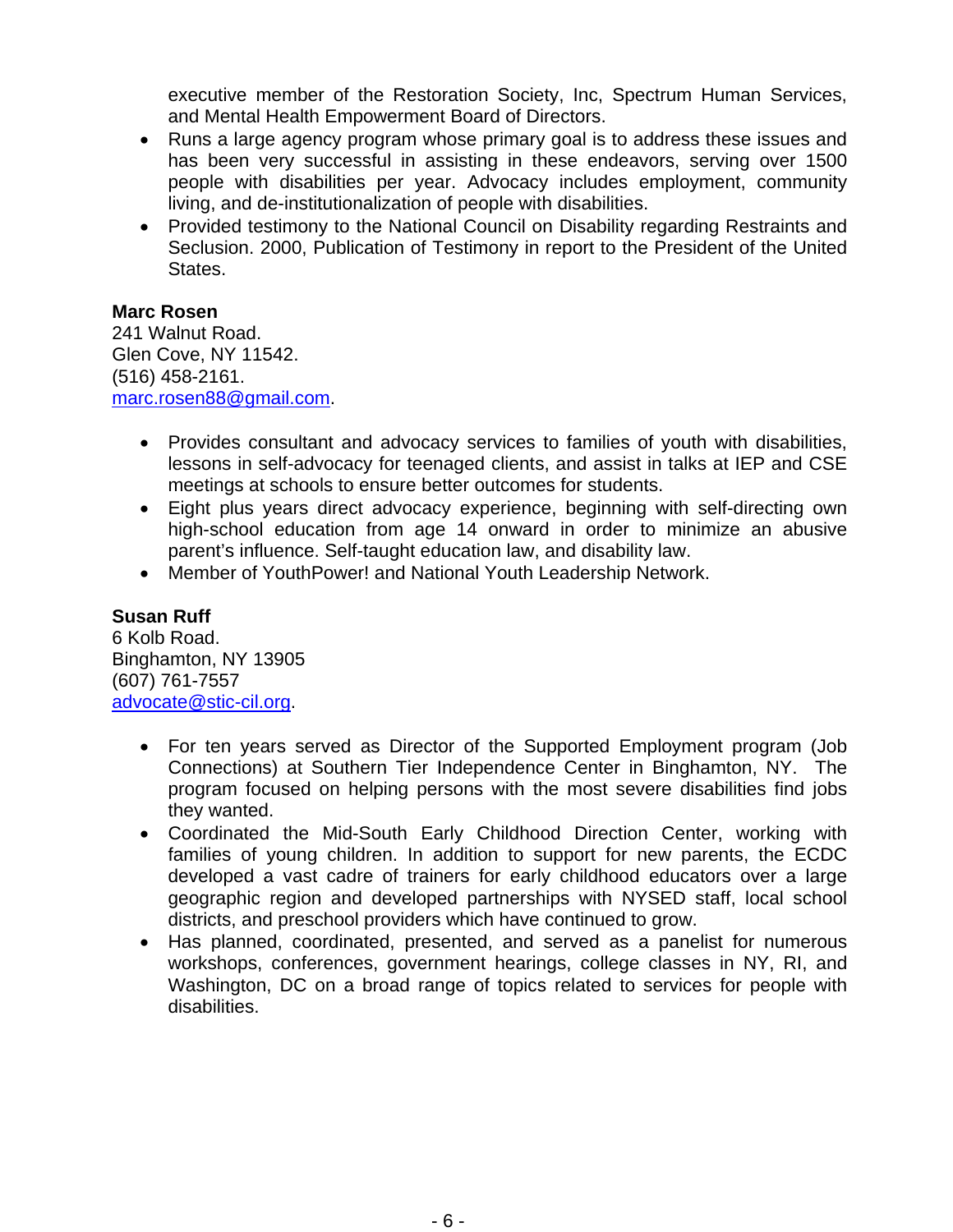executive member of the Restoration Society, Inc, Spectrum Human Services, and Mental Health Empowerment Board of Directors.

- Runs a large agency program whose primary goal is to address these issues and has been very successful in assisting in these endeavors, serving over 1500 people with disabilities per year. Advocacy includes employment, community living, and de-institutionalization of people with disabilities.
- Provided testimony to the National Council on Disability regarding Restraints and Seclusion. 2000, Publication of Testimony in report to the President of the United States.

**Marc Rosen**
241 Walnut Road.
Glen Cove, NY 11542.
(516) 458-2161.
marc.rosen88@gmail.com.

- Provides consultant and advocacy services to families of youth with disabilities, lessons in self-advocacy for teenaged clients, and assist in talks at IEP and CSE meetings at schools to ensure better outcomes for students.
- Eight plus years direct advocacy experience, beginning with self-directing own high-school education from age 14 onward in order to minimize an abusive parent's influence. Self-taught education law, and disability law.
- Member of YouthPower! and National Youth Leadership Network.

**Susan Ruff**
6 Kolb Road.
Binghamton, NY 13905
(607) 761-7557
advocate@stic-cil.org.

- For ten years served as Director of the Supported Employment program (Job Connections) at Southern Tier Independence Center in Binghamton, NY. The program focused on helping persons with the most severe disabilities find jobs they wanted.
- Coordinated the Mid-South Early Childhood Direction Center, working with families of young children. In addition to support for new parents, the ECDC developed a vast cadre of trainers for early childhood educators over a large geographic region and developed partnerships with NYSED staff, local school districts, and preschool providers which have continued to grow.
- Has planned, coordinated, presented, and served as a panelist for numerous workshops, conferences, government hearings, college classes in NY, RI, and Washington, DC on a broad range of topics related to services for people with disabilities.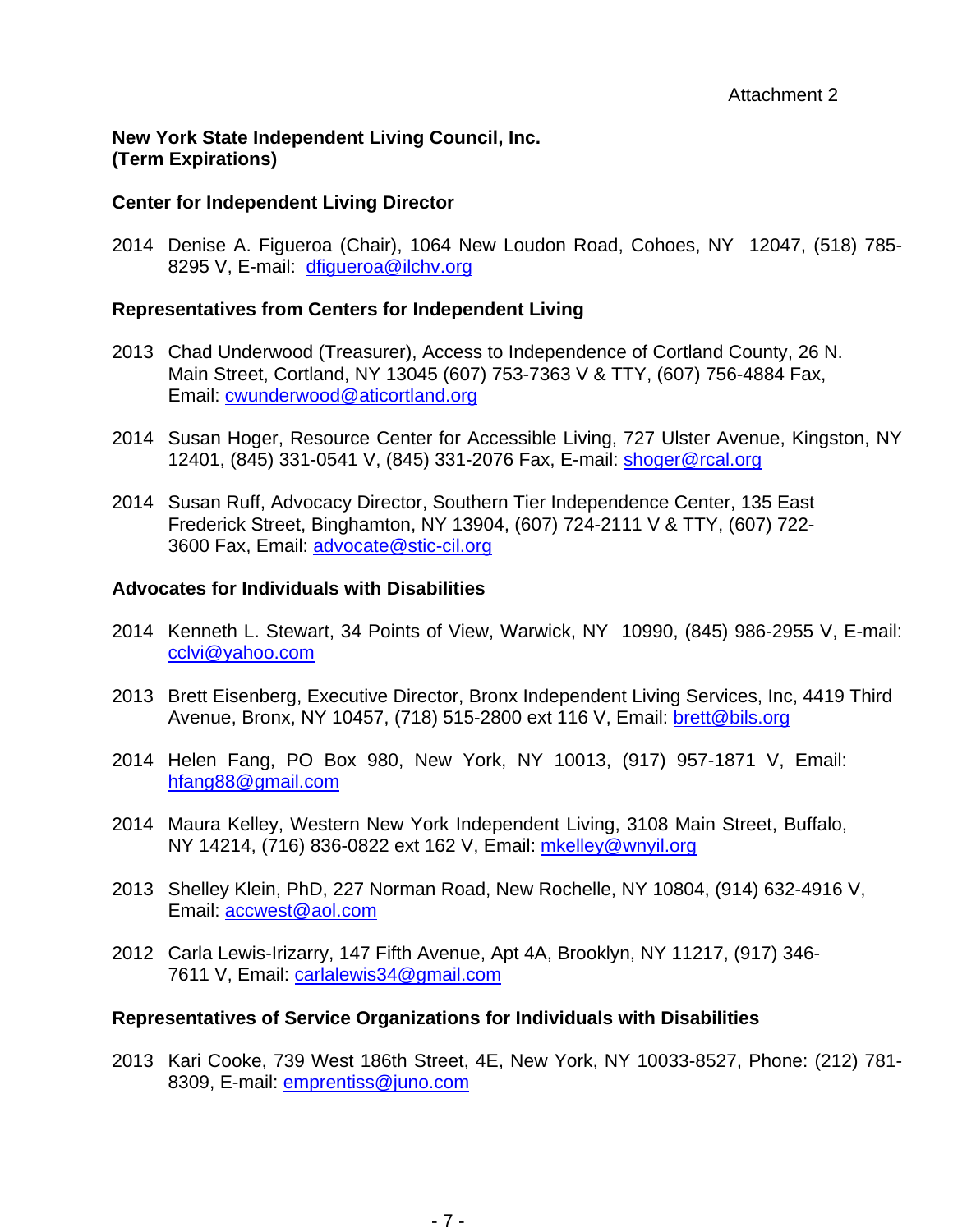Attachment 2

**New York State Independent Living Council, Inc.**
**(Term Expirations)**

**Center for Independent Living Director**

2014 Denise A. Figueroa (Chair), 1064 New Loudon Road, Cohoes, NY 12047, (518) 785-8295 V, E-mail: dfigueroa@ilchv.org

**Representatives from Centers for Independent Living**

2013 Chad Underwood (Treasurer), Access to Independence of Cortland County, 26 N. Main Street, Cortland, NY 13045 (607) 753-7363 V & TTY, (607) 756-4884 Fax, Email: cwunderwood@aticortland.org

2014 Susan Hoger, Resource Center for Accessible Living, 727 Ulster Avenue, Kingston, NY 12401, (845) 331-0541 V, (845) 331-2076 Fax, E-mail: shoger@rcal.org

2014 Susan Ruff, Advocacy Director, Southern Tier Independence Center, 135 East Frederick Street, Binghamton, NY 13904, (607) 724-2111 V & TTY, (607) 722-3600 Fax, Email: advocate@stic-cil.org

**Advocates for Individuals with Disabilities**

2014 Kenneth L. Stewart, 34 Points of View, Warwick, NY 10990, (845) 986-2955 V, E-mail: cclvi@yahoo.com

2013 Brett Eisenberg, Executive Director, Bronx Independent Living Services, Inc, 4419 Third Avenue, Bronx, NY 10457, (718) 515-2800 ext 116 V, Email: brett@bils.org

2014 Helen Fang, PO Box 980, New York, NY 10013, (917) 957-1871 V, Email: hfang88@gmail.com

2014 Maura Kelley, Western New York Independent Living, 3108 Main Street, Buffalo, NY 14214, (716) 836-0822 ext 162 V, Email: mkelley@wnyil.org

2013 Shelley Klein, PhD, 227 Norman Road, New Rochelle, NY 10804, (914) 632-4916 V, Email: accwest@aol.com

2012 Carla Lewis-Irizarry, 147 Fifth Avenue, Apt 4A, Brooklyn, NY 11217, (917) 346-7611 V, Email: carlalewis34@gmail.com

**Representatives of Service Organizations for Individuals with Disabilities**

2013 Kari Cooke, 739 West 186th Street, 4E, New York, NY 10033-8527, Phone: (212) 781-8309, E-mail: emprentiss@juno.com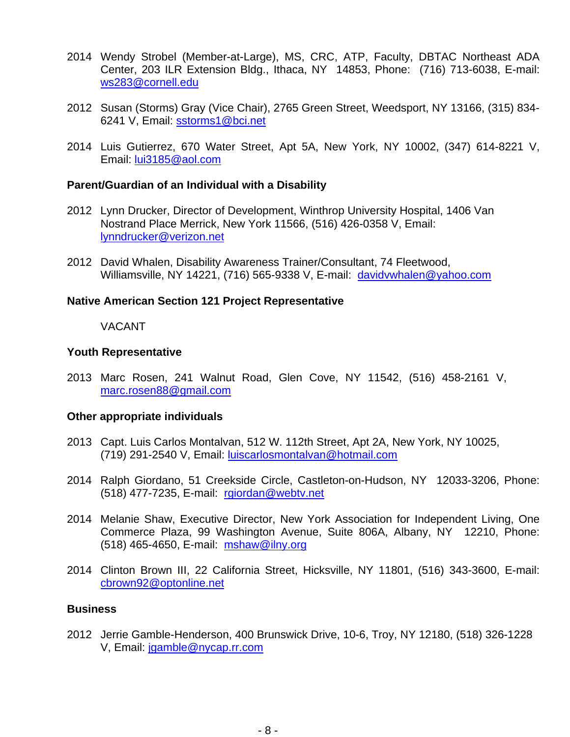2014 Wendy Strobel (Member-at-Large), MS, CRC, ATP, Faculty, DBTAC Northeast ADA Center, 203 ILR Extension Bldg., Ithaca, NY 14853, Phone: (716) 713-6038, E-mail: ws283@cornell.edu

2012 Susan (Storms) Gray (Vice Chair), 2765 Green Street, Weedsport, NY 13166, (315) 834-6241 V, Email: sstorms1@bci.net

2014 Luis Gutierrez, 670 Water Street, Apt 5A, New York, NY 10002, (347) 614-8221 V, Email: lui3185@aol.com

**Parent/Guardian of an Individual with a Disability**

2012 Lynn Drucker, Director of Development, Winthrop University Hospital, 1406 Van Nostrand Place Merrick, New York 11566, (516) 426-0358 V, Email: lynndrucker@verizon.net

2012 David Whalen, Disability Awareness Trainer/Consultant, 74 Fleetwood, Williamsville, NY 14221, (716) 565-9338 V, E-mail: davidvwhalen@yahoo.com

**Native American Section 121 Project Representative**

VACANT

**Youth Representative**

2013 Marc Rosen, 241 Walnut Road, Glen Cove, NY 11542, (516) 458-2161 V, marc.rosen88@gmail.com

**Other appropriate individuals**

2013 Capt. Luis Carlos Montalvan, 512 W. 112th Street, Apt 2A, New York, NY 10025, (719) 291-2540 V, Email: luiscarlosmontalvan@hotmail.com

2014 Ralph Giordano, 51 Creekside Circle, Castleton-on-Hudson, NY 12033-3206, Phone: (518) 477-7235, E-mail: rgiordan@webtv.net

2014 Melanie Shaw, Executive Director, New York Association for Independent Living, One Commerce Plaza, 99 Washington Avenue, Suite 806A, Albany, NY 12210, Phone: (518) 465-4650, E-mail: mshaw@ilny.org

2014 Clinton Brown III, 22 California Street, Hicksville, NY 11801, (516) 343-3600, E-mail: cbrown92@optonline.net

**Business**

2012 Jerrie Gamble-Henderson, 400 Brunswick Drive, 10-6, Troy, NY 12180, (518) 326-1228 V, Email: jgamble@nycap.rr.com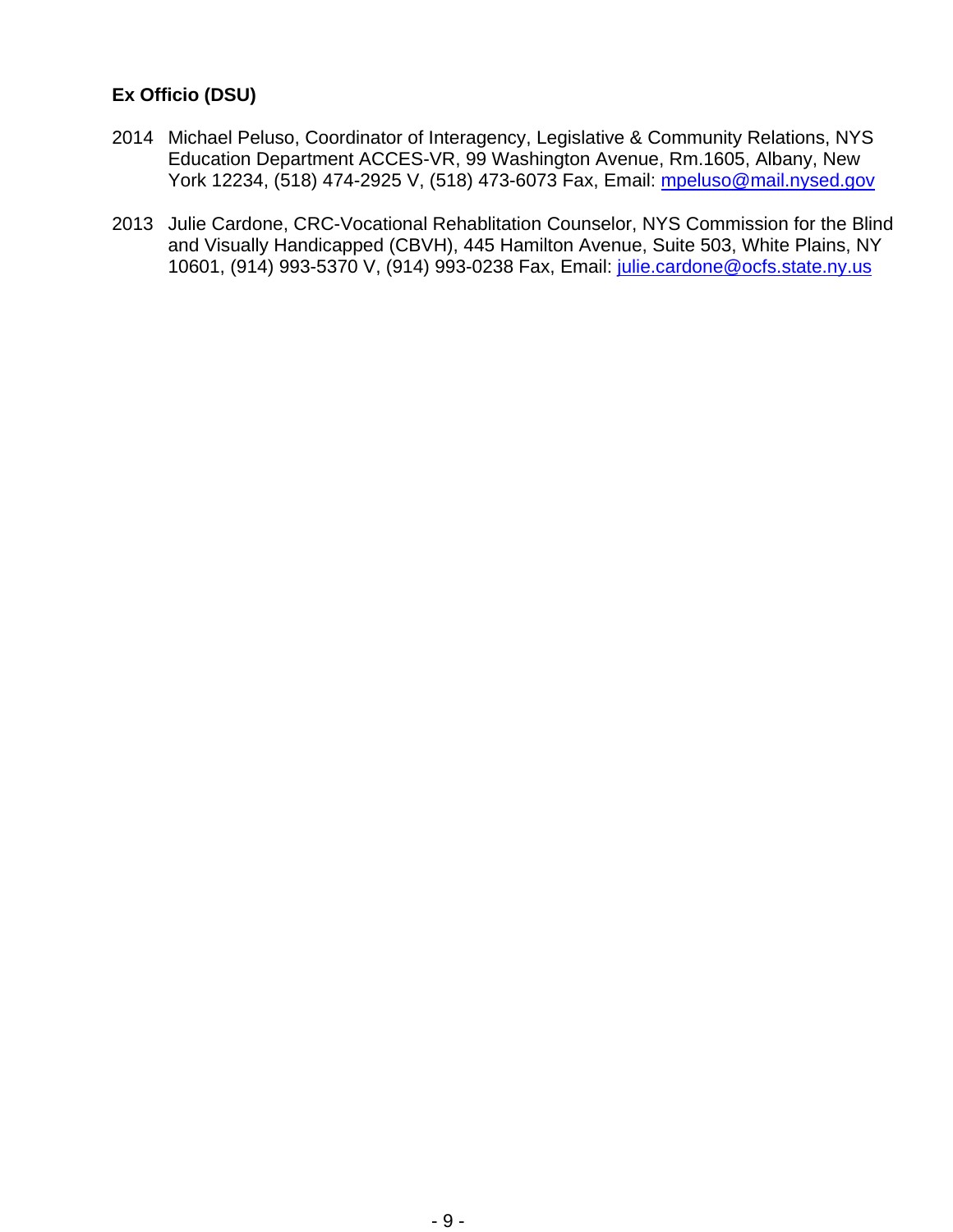**Ex Officio (DSU)**

2014 Michael Peluso, Coordinator of Interagency, Legislative & Community Relations, NYS Education Department ACCES-VR, 99 Washington Avenue, Rm.1605, Albany, New York 12234, (518) 474-2925 V, (518) 473-6073 Fax, Email: mpeluso@mail.nysed.gov

2013 Julie Cardone, CRC-Vocational Rehablitation Counselor, NYS Commission for the Blind and Visually Handicapped (CBVH), 445 Hamilton Avenue, Suite 503, White Plains, NY 10601, (914) 993-5370 V, (914) 993-0238 Fax, Email: julie.cardone@ocfs.state.ny.us